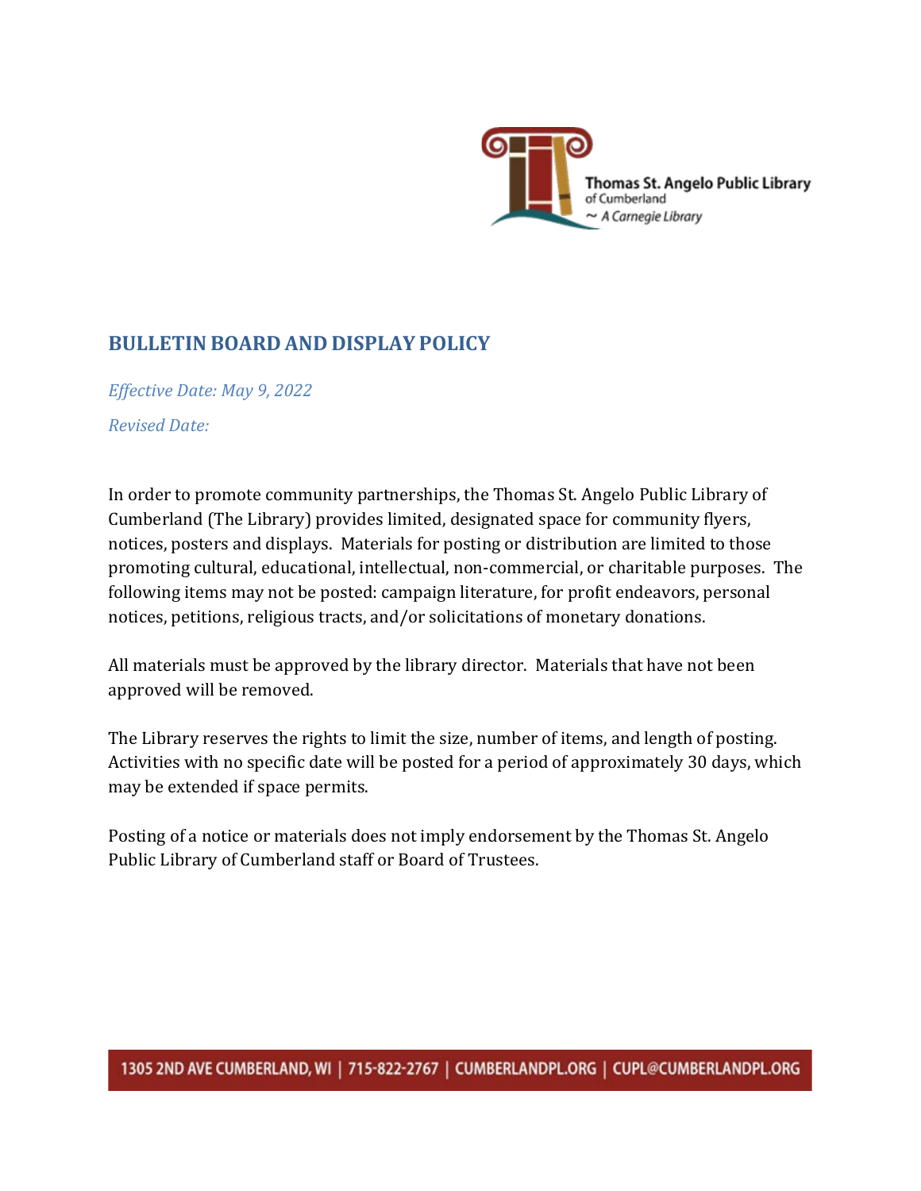Thomas St. Angelo Public Library
of Cumberland
~ A Carnegie Library

# BULLETIN BOARD AND DISPLAY POLICY

*Effective Date: May 9, 2022*

*Revised Date:*

In order to promote community partnerships, the Thomas St. Angelo Public Library of Cumberland (The Library) provides limited, designated space for community flyers, notices, posters and displays. Materials for posting or distribution are limited to those promoting cultural, educational, intellectual, non-commercial, or charitable purposes. The following items may not be posted: campaign literature, for profit endeavors, personal notices, petitions, religious tracts, and/or solicitations of monetary donations.

All materials must be approved by the library director. Materials that have not been approved will be removed.

The Library reserves the rights to limit the size, number of items, and length of posting. Activities with no specific date will be posted for a period of approximately 30 days, which may be extended if space permits.

Posting of a notice or materials does not imply endorsement by the Thomas St. Angelo Public Library of Cumberland staff or Board of Trustees.

1305 2ND AVE CUMBERLAND, WI | 715-822-2767 | CUMBERLANDPL.ORG | CUPL@CUMBERLANDPL.ORG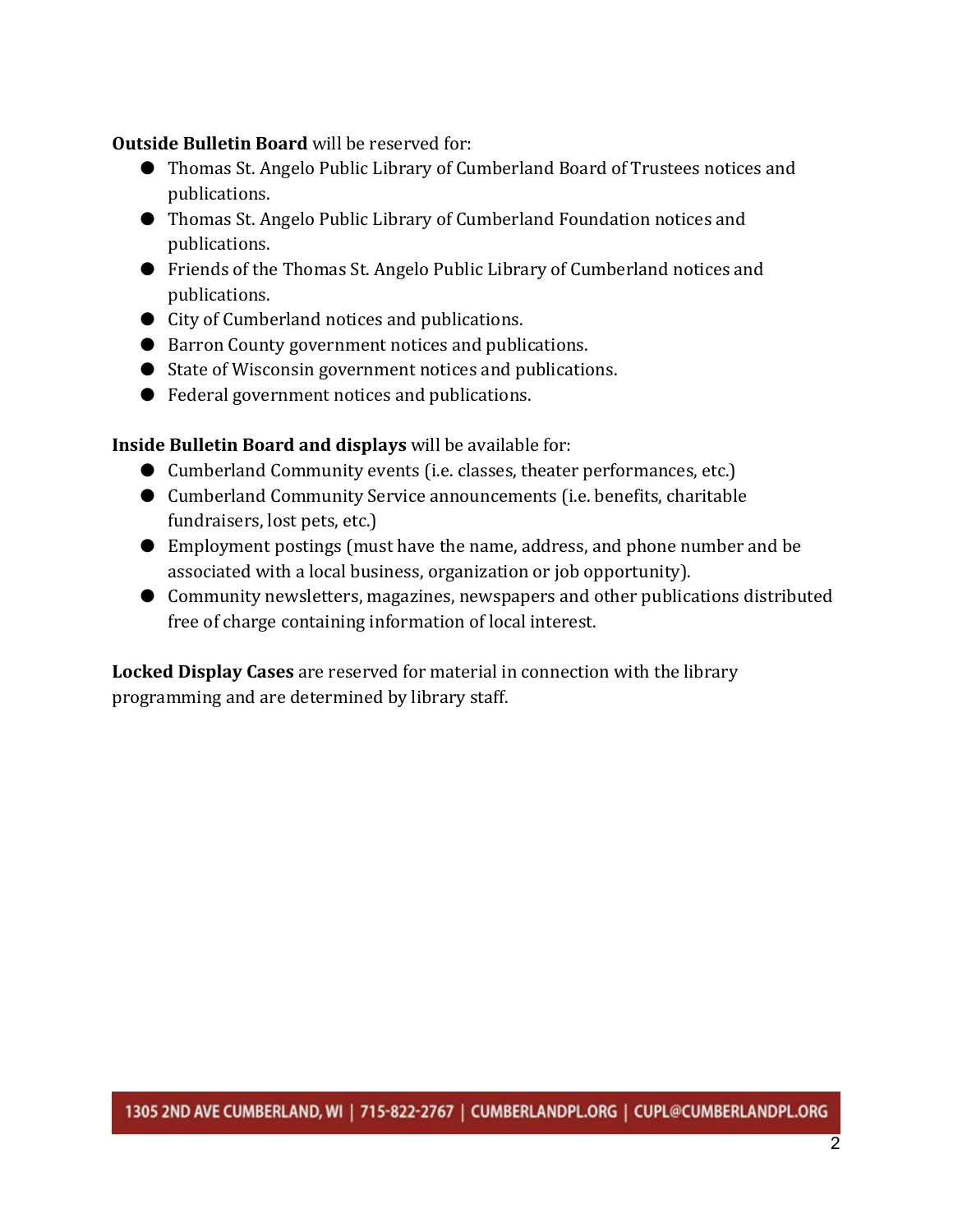**Outside Bulletin Board** will be reserved for:

- Thomas St. Angelo Public Library of Cumberland Board of Trustees notices and publications.
- Thomas St. Angelo Public Library of Cumberland Foundation notices and publications.
- Friends of the Thomas St. Angelo Public Library of Cumberland notices and publications.
- City of Cumberland notices and publications.
- Barron County government notices and publications.
- State of Wisconsin government notices and publications.
- Federal government notices and publications.

**Inside Bulletin Board and displays** will be available for:

- Cumberland Community events (i.e. classes, theater performances, etc.)
- Cumberland Community Service announcements (i.e. benefits, charitable fundraisers, lost pets, etc.)
- Employment postings (must have the name, address, and phone number and be associated with a local business, organization or job opportunity).
- Community newsletters, magazines, newspapers and other publications distributed free of charge containing information of local interest.

**Locked Display Cases** are reserved for material in connection with the library programming and are determined by library staff.